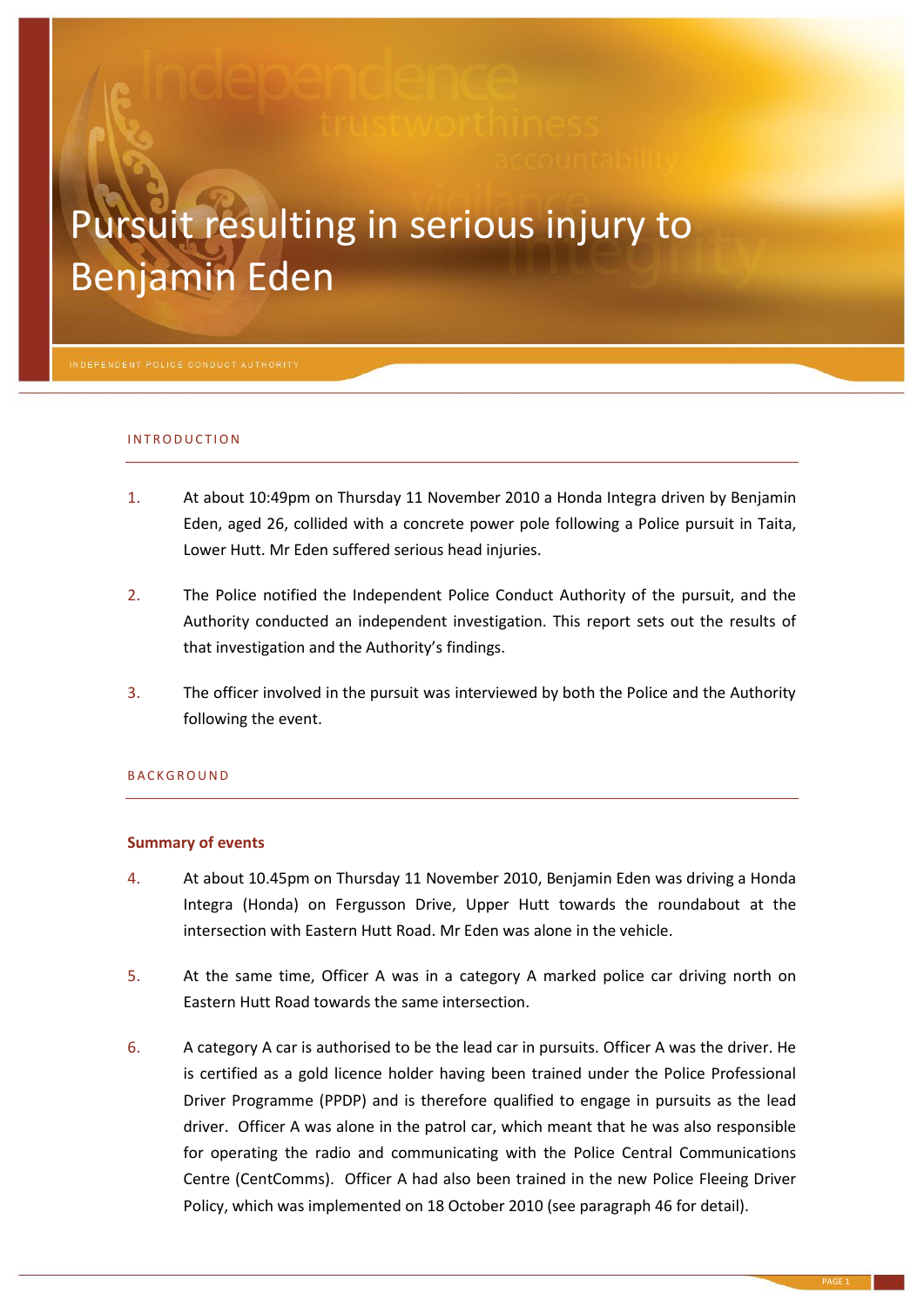# Pursuit resulting in serious injury to Benjamin Eden

INDEPENDENT POLICE CONDUCT AUTHORITY

## INTRODUCTION

1. At about 10:49pm on Thursday 11 November 2010 a Honda Integra driven by Benjamin Eden, aged 26, collided with a concrete power pole following a Police pursuit in Taita, Lower Hutt. Mr Eden suffered serious head injuries.

2. The Police notified the Independent Police Conduct Authority of the pursuit, and the Authority conducted an independent investigation. This report sets out the results of that investigation and the Authority's findings.

3. The officer involved in the pursuit was interviewed by both the Police and the Authority following the event.

## BACKGROUND

### Summary of events

4. At about 10.45pm on Thursday 11 November 2010, Benjamin Eden was driving a Honda Integra (Honda) on Fergusson Drive, Upper Hutt towards the roundabout at the intersection with Eastern Hutt Road. Mr Eden was alone in the vehicle.

5. At the same time, Officer A was in a category A marked police car driving north on Eastern Hutt Road towards the same intersection.

6. A category A car is authorised to be the lead car in pursuits. Officer A was the driver. He is certified as a gold licence holder having been trained under the Police Professional Driver Programme (PPDP) and is therefore qualified to engage in pursuits as the lead driver. Officer A was alone in the patrol car, which meant that he was also responsible for operating the radio and communicating with the Police Central Communications Centre (CentComms). Officer A had also been trained in the new Police Fleeing Driver Policy, which was implemented on 18 October 2010 (see paragraph 46 for detail).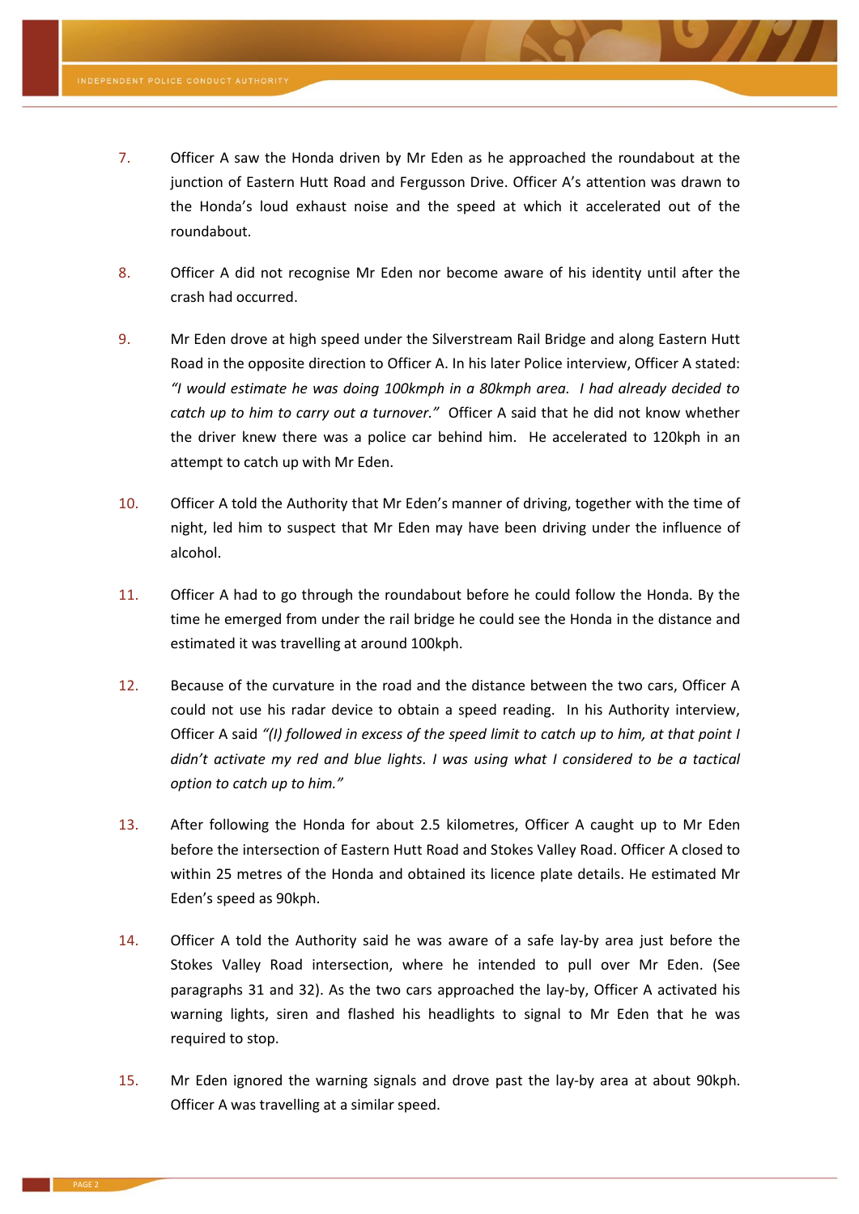7. Officer A saw the Honda driven by Mr Eden as he approached the roundabout at the junction of Eastern Hutt Road and Fergusson Drive. Officer A's attention was drawn to the Honda's loud exhaust noise and the speed at which it accelerated out of the roundabout.

8. Officer A did not recognise Mr Eden nor become aware of his identity until after the crash had occurred.

9. Mr Eden drove at high speed under the Silverstream Rail Bridge and along Eastern Hutt Road in the opposite direction to Officer A. In his later Police interview, Officer A stated: *"I would estimate he was doing 100kmph in a 80kmph area. I had already decided to catch up to him to carry out a turnover."* Officer A said that he did not know whether the driver knew there was a police car behind him. He accelerated to 120kph in an attempt to catch up with Mr Eden.

10. Officer A told the Authority that Mr Eden's manner of driving, together with the time of night, led him to suspect that Mr Eden may have been driving under the influence of alcohol.

11. Officer A had to go through the roundabout before he could follow the Honda. By the time he emerged from under the rail bridge he could see the Honda in the distance and estimated it was travelling at around 100kph.

12. Because of the curvature in the road and the distance between the two cars, Officer A could not use his radar device to obtain a speed reading. In his Authority interview, Officer A said *"(I) followed in excess of the speed limit to catch up to him, at that point I didn't activate my red and blue lights. I was using what I considered to be a tactical option to catch up to him."*

13. After following the Honda for about 2.5 kilometres, Officer A caught up to Mr Eden before the intersection of Eastern Hutt Road and Stokes Valley Road. Officer A closed to within 25 metres of the Honda and obtained its licence plate details. He estimated Mr Eden's speed as 90kph.

14. Officer A told the Authority said he was aware of a safe lay-by area just before the Stokes Valley Road intersection, where he intended to pull over Mr Eden. (See paragraphs 31 and 32). As the two cars approached the lay-by, Officer A activated his warning lights, siren and flashed his headlights to signal to Mr Eden that he was required to stop.

15. Mr Eden ignored the warning signals and drove past the lay-by area at about 90kph. Officer A was travelling at a similar speed.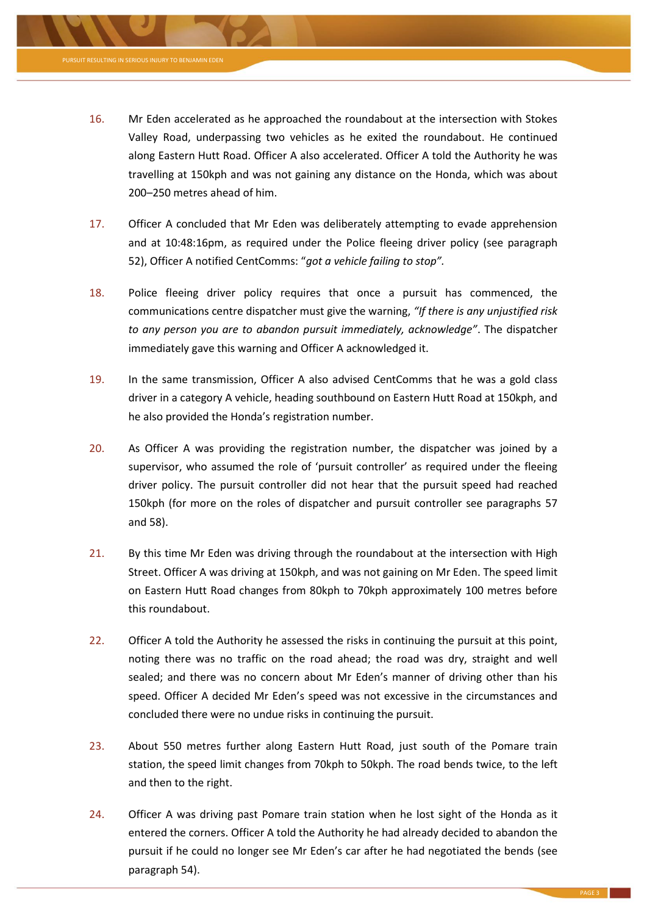16. Mr Eden accelerated as he approached the roundabout at the intersection with Stokes Valley Road, underpassing two vehicles as he exited the roundabout. He continued along Eastern Hutt Road. Officer A also accelerated. Officer A told the Authority he was travelling at 150kph and was not gaining any distance on the Honda, which was about 200–250 metres ahead of him.

17. Officer A concluded that Mr Eden was deliberately attempting to evade apprehension and at 10:48:16pm, as required under the Police fleeing driver policy (see paragraph 52), Officer A notified CentComms: "*got a vehicle failing to stop".*

18. Police fleeing driver policy requires that once a pursuit has commenced, the communications centre dispatcher must give the warning, *"If there is any unjustified risk to any person you are to abandon pursuit immediately, acknowledge"*. The dispatcher immediately gave this warning and Officer A acknowledged it.

19. In the same transmission, Officer A also advised CentComms that he was a gold class driver in a category A vehicle, heading southbound on Eastern Hutt Road at 150kph, and he also provided the Honda's registration number.

20. As Officer A was providing the registration number, the dispatcher was joined by a supervisor, who assumed the role of 'pursuit controller' as required under the fleeing driver policy. The pursuit controller did not hear that the pursuit speed had reached 150kph (for more on the roles of dispatcher and pursuit controller see paragraphs 57 and 58).

21. By this time Mr Eden was driving through the roundabout at the intersection with High Street. Officer A was driving at 150kph, and was not gaining on Mr Eden. The speed limit on Eastern Hutt Road changes from 80kph to 70kph approximately 100 metres before this roundabout.

22. Officer A told the Authority he assessed the risks in continuing the pursuit at this point, noting there was no traffic on the road ahead; the road was dry, straight and well sealed; and there was no concern about Mr Eden's manner of driving other than his speed. Officer A decided Mr Eden's speed was not excessive in the circumstances and concluded there were no undue risks in continuing the pursuit.

23. About 550 metres further along Eastern Hutt Road, just south of the Pomare train station, the speed limit changes from 70kph to 50kph. The road bends twice, to the left and then to the right.

24. Officer A was driving past Pomare train station when he lost sight of the Honda as it entered the corners. Officer A told the Authority he had already decided to abandon the pursuit if he could no longer see Mr Eden's car after he had negotiated the bends (see paragraph 54).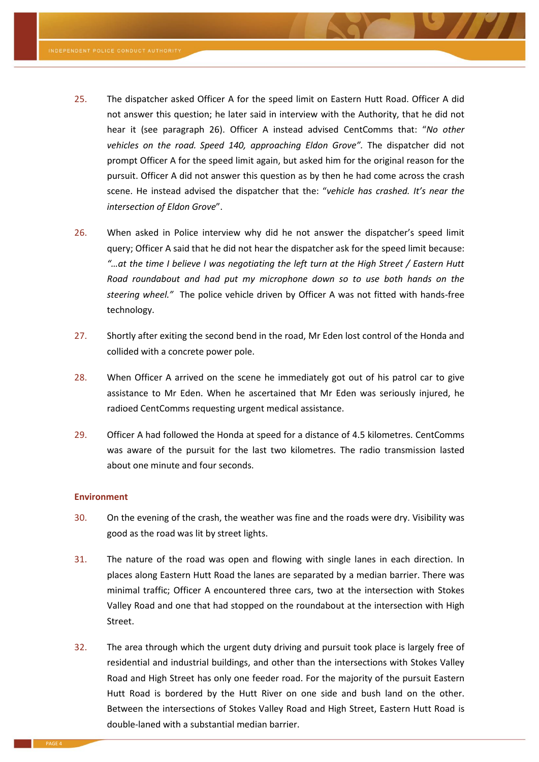25. The dispatcher asked Officer A for the speed limit on Eastern Hutt Road. Officer A did not answer this question; he later said in interview with the Authority, that he did not hear it (see paragraph 26). Officer A instead advised CentComms that: "*No other vehicles on the road. Speed 140, approaching Eldon Grove*". The dispatcher did not prompt Officer A for the speed limit again, but asked him for the original reason for the pursuit. Officer A did not answer this question as by then he had come across the crash scene. He instead advised the dispatcher that the: "*vehicle has crashed. It's near the intersection of Eldon Grove*".

26. When asked in Police interview why did he not answer the dispatcher's speed limit query; Officer A said that he did not hear the dispatcher ask for the speed limit because: *"…at the time I believe I was negotiating the left turn at the High Street / Eastern Hutt Road roundabout and had put my microphone down so to use both hands on the steering wheel."* The police vehicle driven by Officer A was not fitted with hands-free technology.

27. Shortly after exiting the second bend in the road, Mr Eden lost control of the Honda and collided with a concrete power pole.

28. When Officer A arrived on the scene he immediately got out of his patrol car to give assistance to Mr Eden. When he ascertained that Mr Eden was seriously injured, he radioed CentComms requesting urgent medical assistance.

29. Officer A had followed the Honda at speed for a distance of 4.5 kilometres. CentComms was aware of the pursuit for the last two kilometres. The radio transmission lasted about one minute and four seconds.

### Environment

30. On the evening of the crash, the weather was fine and the roads were dry. Visibility was good as the road was lit by street lights.

31. The nature of the road was open and flowing with single lanes in each direction. In places along Eastern Hutt Road the lanes are separated by a median barrier. There was minimal traffic; Officer A encountered three cars, two at the intersection with Stokes Valley Road and one that had stopped on the roundabout at the intersection with High Street.

32. The area through which the urgent duty driving and pursuit took place is largely free of residential and industrial buildings, and other than the intersections with Stokes Valley Road and High Street has only one feeder road. For the majority of the pursuit Eastern Hutt Road is bordered by the Hutt River on one side and bush land on the other. Between the intersections of Stokes Valley Road and High Street, Eastern Hutt Road is double-laned with a substantial median barrier.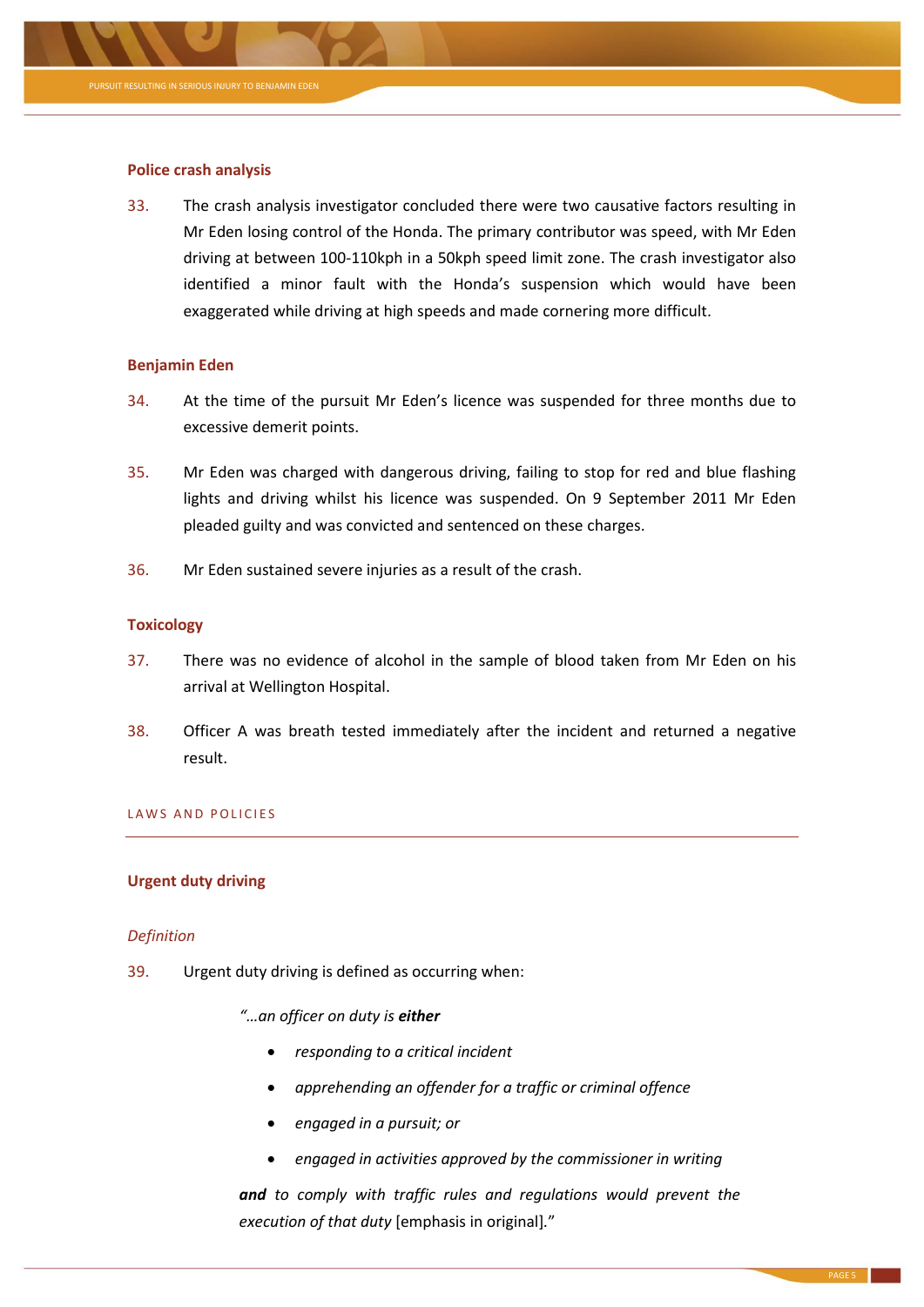### Police crash analysis

33. The crash analysis investigator concluded there were two causative factors resulting in Mr Eden losing control of the Honda. The primary contributor was speed, with Mr Eden driving at between 100-110kph in a 50kph speed limit zone. The crash investigator also identified a minor fault with the Honda's suspension which would have been exaggerated while driving at high speeds and made cornering more difficult.

### Benjamin Eden

34. At the time of the pursuit Mr Eden's licence was suspended for three months due to excessive demerit points.

35. Mr Eden was charged with dangerous driving, failing to stop for red and blue flashing lights and driving whilst his licence was suspended. On 9 September 2011 Mr Eden pleaded guilty and was convicted and sentenced on these charges.

36. Mr Eden sustained severe injuries as a result of the crash.

### Toxicology

37. There was no evidence of alcohol in the sample of blood taken from Mr Eden on his arrival at Wellington Hospital.

38. Officer A was breath tested immediately after the incident and returned a negative result.

## LAWS AND POLICIES

### Urgent duty driving

#### *Definition*

39. Urgent duty driving is defined as occurring when:

> *"…an officer on duty is* ***either***
>
> - *responding to a critical incident*
> - *apprehending an offender for a traffic or criminal offence*
> - *engaged in a pursuit; or*
> - *engaged in activities approved by the commissioner in writing*
>
> ***and*** *to comply with traffic rules and regulations would prevent the execution of that duty* [emphasis in original]."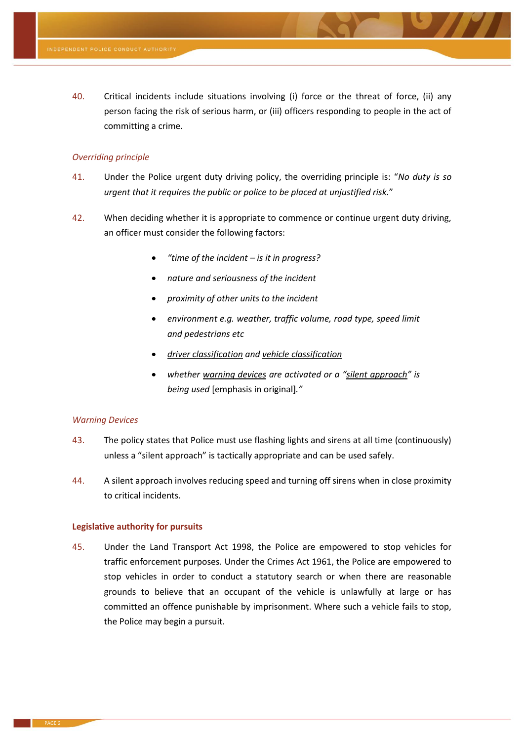40. Critical incidents include situations involving (i) force or the threat of force, (ii) any person facing the risk of serious harm, or (iii) officers responding to people in the act of committing a crime.

*Overriding principle*

41. Under the Police urgent duty driving policy, the overriding principle is: "*No duty is so urgent that it requires the public or police to be placed at unjustified risk.*"

42. When deciding whether it is appropriate to commence or continue urgent duty driving, an officer must consider the following factors:

   - *"time of the incident – is it in progress?*
   - *nature and seriousness of the incident*
   - *proximity of other units to the incident*
   - *environment e.g. weather, traffic volume, road type, speed limit and pedestrians etc*
   - *driver classification and vehicle classification*
   - *whether warning devices are activated or a "silent approach" is being used* [emphasis in original]*."*

*Warning Devices*

43. The policy states that Police must use flashing lights and sirens at all time (continuously) unless a "silent approach" is tactically appropriate and can be used safely.

44. A silent approach involves reducing speed and turning off sirens when in close proximity to critical incidents.

**Legislative authority for pursuits**

45. Under the Land Transport Act 1998, the Police are empowered to stop vehicles for traffic enforcement purposes. Under the Crimes Act 1961, the Police are empowered to stop vehicles in order to conduct a statutory search or when there are reasonable grounds to believe that an occupant of the vehicle is unlawfully at large or has committed an offence punishable by imprisonment. Where such a vehicle fails to stop, the Police may begin a pursuit.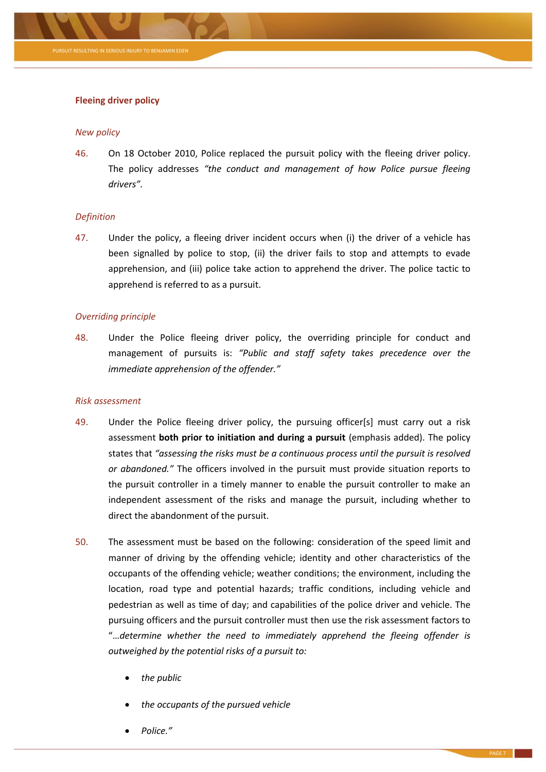## Fleeing driver policy

### *New policy*

46. On 18 October 2010, Police replaced the pursuit policy with the fleeing driver policy. The policy addresses *"the conduct and management of how Police pursue fleeing drivers"*.

### *Definition*

47. Under the policy, a fleeing driver incident occurs when (i) the driver of a vehicle has been signalled by police to stop, (ii) the driver fails to stop and attempts to evade apprehension, and (iii) police take action to apprehend the driver. The police tactic to apprehend is referred to as a pursuit.

### *Overriding principle*

48. Under the Police fleeing driver policy, the overriding principle for conduct and management of pursuits is: *"Public and staff safety takes precedence over the immediate apprehension of the offender."*

### *Risk assessment*

49. Under the Police fleeing driver policy, the pursuing officer[s] must carry out a risk assessment **both prior to initiation and during a pursuit** (emphasis added). The policy states that *"assessing the risks must be a continuous process until the pursuit is resolved or abandoned."* The officers involved in the pursuit must provide situation reports to the pursuit controller in a timely manner to enable the pursuit controller to make an independent assessment of the risks and manage the pursuit, including whether to direct the abandonment of the pursuit.

50. The assessment must be based on the following: consideration of the speed limit and manner of driving by the offending vehicle; identity and other characteristics of the occupants of the offending vehicle; weather conditions; the environment, including the location, road type and potential hazards; traffic conditions, including vehicle and pedestrian as well as time of day; and capabilities of the police driver and vehicle. The pursuing officers and the pursuit controller must then use the risk assessment factors to "*…determine whether the need to immediately apprehend the fleeing offender is outweighed by the potential risks of a pursuit to:*

    - *the public*
    - *the occupants of the pursued vehicle*
    - *Police."*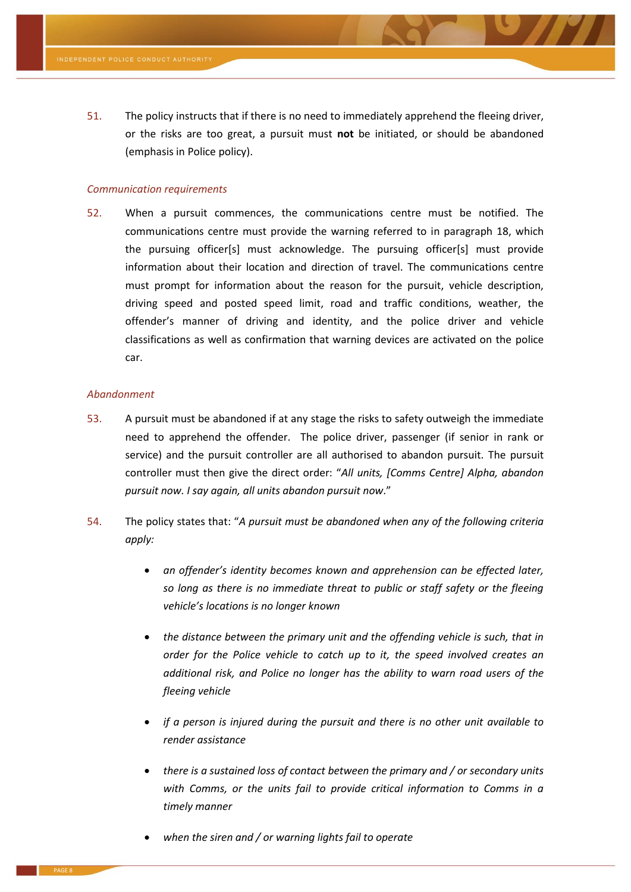51. The policy instructs that if there is no need to immediately apprehend the fleeing driver, or the risks are too great, a pursuit must **not** be initiated, or should be abandoned (emphasis in Police policy).

*Communication requirements*

52. When a pursuit commences, the communications centre must be notified. The communications centre must provide the warning referred to in paragraph 18, which the pursuing officer[s] must acknowledge. The pursuing officer[s] must provide information about their location and direction of travel. The communications centre must prompt for information about the reason for the pursuit, vehicle description, driving speed and posted speed limit, road and traffic conditions, weather, the offender's manner of driving and identity, and the police driver and vehicle classifications as well as confirmation that warning devices are activated on the police car.

*Abandonment*

53. A pursuit must be abandoned if at any stage the risks to safety outweigh the immediate need to apprehend the offender. The police driver, passenger (if senior in rank or service) and the pursuit controller are all authorised to abandon pursuit. The pursuit controller must then give the direct order: "*All units, [Comms Centre] Alpha, abandon pursuit now. I say again, all units abandon pursuit now*."

54. The policy states that: "*A pursuit must be abandoned when any of the following criteria apply:*

- *an offender's identity becomes known and apprehension can be effected later, so long as there is no immediate threat to public or staff safety or the fleeing vehicle's locations is no longer known*
- *the distance between the primary unit and the offending vehicle is such, that in order for the Police vehicle to catch up to it, the speed involved creates an additional risk, and Police no longer has the ability to warn road users of the fleeing vehicle*
- *if a person is injured during the pursuit and there is no other unit available to render assistance*
- *there is a sustained loss of contact between the primary and / or secondary units with Comms, or the units fail to provide critical information to Comms in a timely manner*
- *when the siren and / or warning lights fail to operate*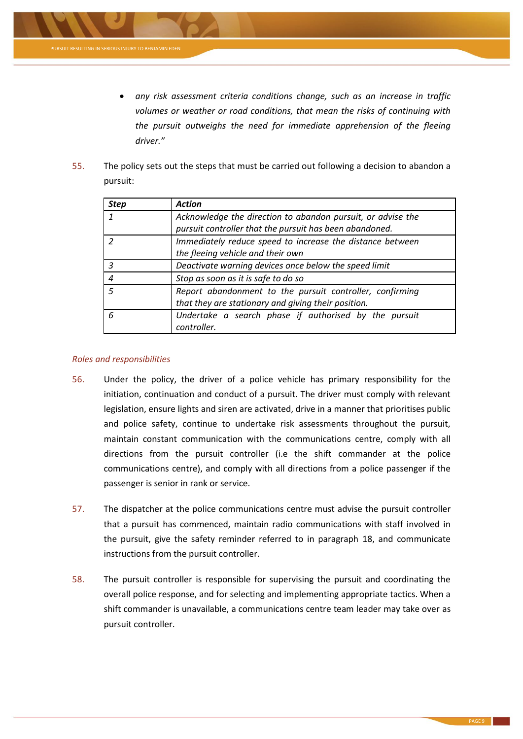- *any risk assessment criteria conditions change, such as an increase in traffic volumes or weather or road conditions, that mean the risks of continuing with the pursuit outweighs the need for immediate apprehension of the fleeing driver."*

55. The policy sets out the steps that must be carried out following a decision to abandon a pursuit:

| ***Step*** | ***Action*** |
|---|---|
| *1* | *Acknowledge the direction to abandon pursuit, or advise the pursuit controller that the pursuit has been abandoned.* |
| *2* | *Immediately reduce speed to increase the distance between the fleeing vehicle and their own* |
| *3* | *Deactivate warning devices once below the speed limit* |
| *4* | *Stop as soon as it is safe to do so* |
| *5* | *Report abandonment to the pursuit controller, confirming that they are stationary and giving their position.* |
| *6* | *Undertake a search phase if authorised by the pursuit controller.* |

### *Roles and responsibilities*

56. Under the policy, the driver of a police vehicle has primary responsibility for the initiation, continuation and conduct of a pursuit. The driver must comply with relevant legislation, ensure lights and siren are activated, drive in a manner that prioritises public and police safety, continue to undertake risk assessments throughout the pursuit, maintain constant communication with the communications centre, comply with all directions from the pursuit controller (i.e the shift commander at the police communications centre), and comply with all directions from a police passenger if the passenger is senior in rank or service.

57. The dispatcher at the police communications centre must advise the pursuit controller that a pursuit has commenced, maintain radio communications with staff involved in the pursuit, give the safety reminder referred to in paragraph 18, and communicate instructions from the pursuit controller.

58. The pursuit controller is responsible for supervising the pursuit and coordinating the overall police response, and for selecting and implementing appropriate tactics. When a shift commander is unavailable, a communications centre team leader may take over as pursuit controller.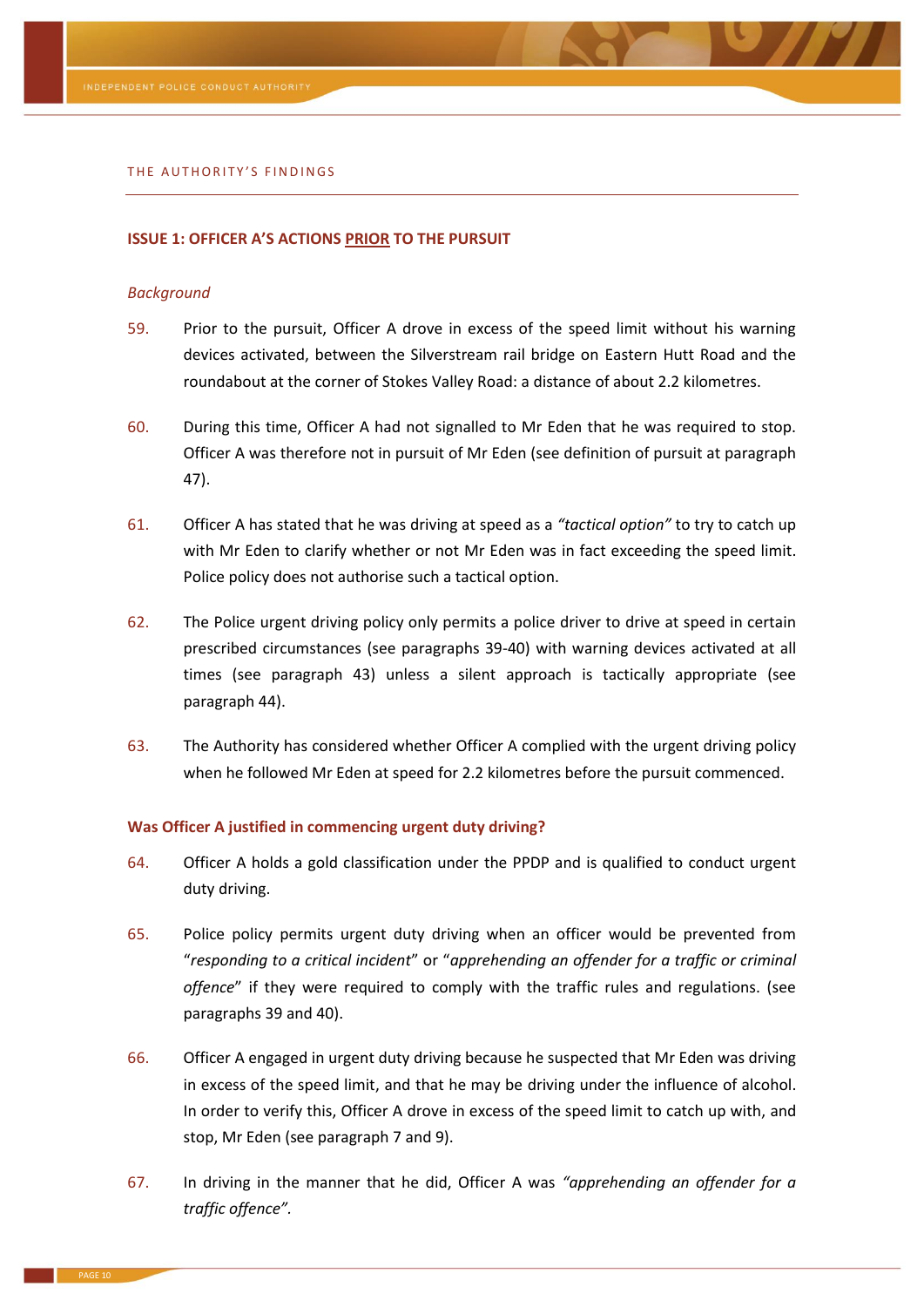## THE AUTHORITY'S FINDINGS

### ISSUE 1: OFFICER A'S ACTIONS PRIOR TO THE PURSUIT

*Background*

59. Prior to the pursuit, Officer A drove in excess of the speed limit without his warning devices activated, between the Silverstream rail bridge on Eastern Hutt Road and the roundabout at the corner of Stokes Valley Road: a distance of about 2.2 kilometres.

60. During this time, Officer A had not signalled to Mr Eden that he was required to stop. Officer A was therefore not in pursuit of Mr Eden (see definition of pursuit at paragraph 47).

61. Officer A has stated that he was driving at speed as a *"tactical option"* to try to catch up with Mr Eden to clarify whether or not Mr Eden was in fact exceeding the speed limit. Police policy does not authorise such a tactical option.

62. The Police urgent driving policy only permits a police driver to drive at speed in certain prescribed circumstances (see paragraphs 39-40) with warning devices activated at all times (see paragraph 43) unless a silent approach is tactically appropriate (see paragraph 44).

63. The Authority has considered whether Officer A complied with the urgent driving policy when he followed Mr Eden at speed for 2.2 kilometres before the pursuit commenced.

#### Was Officer A justified in commencing urgent duty driving?

64. Officer A holds a gold classification under the PPDP and is qualified to conduct urgent duty driving.

65. Police policy permits urgent duty driving when an officer would be prevented from "*responding to a critical incident*" or "*apprehending an offender for a traffic or criminal offence*" if they were required to comply with the traffic rules and regulations. (see paragraphs 39 and 40).

66. Officer A engaged in urgent duty driving because he suspected that Mr Eden was driving in excess of the speed limit, and that he may be driving under the influence of alcohol. In order to verify this, Officer A drove in excess of the speed limit to catch up with, and stop, Mr Eden (see paragraph 7 and 9).

67. In driving in the manner that he did, Officer A was *"apprehending an offender for a traffic offence".*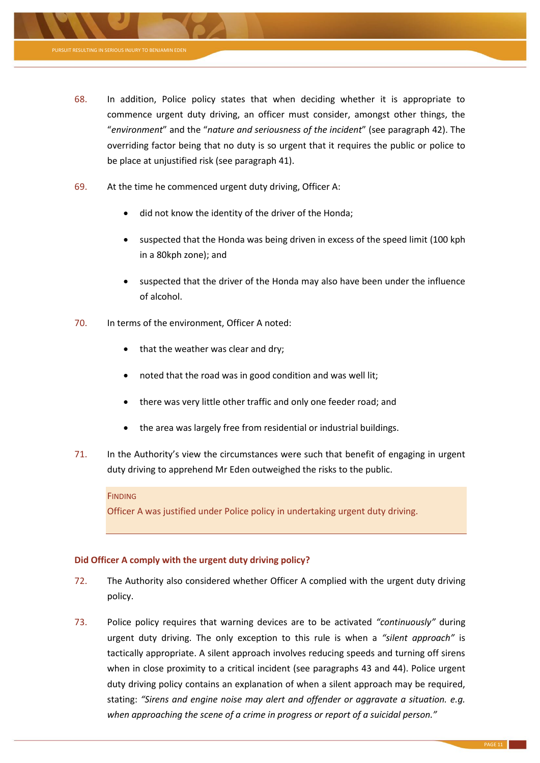68. In addition, Police policy states that when deciding whether it is appropriate to commence urgent duty driving, an officer must consider, amongst other things, the "*environment*" and the "*nature and seriousness of the incident*" (see paragraph 42). The overriding factor being that no duty is so urgent that it requires the public or police to be place at unjustified risk (see paragraph 41).

69. At the time he commenced urgent duty driving, Officer A:

   - did not know the identity of the driver of the Honda;
   - suspected that the Honda was being driven in excess of the speed limit (100 kph in a 80kph zone); and
   - suspected that the driver of the Honda may also have been under the influence of alcohol.

70. In terms of the environment, Officer A noted:

   - that the weather was clear and dry;
   - noted that the road was in good condition and was well lit;
   - there was very little other traffic and only one feeder road; and
   - the area was largely free from residential or industrial buildings.

71. In the Authority's view the circumstances were such that benefit of engaging in urgent duty driving to apprehend Mr Eden outweighed the risks to the public.

> FINDING
>
> Officer A was justified under Police policy in undertaking urgent duty driving.

### Did Officer A comply with the urgent duty driving policy?

72. The Authority also considered whether Officer A complied with the urgent duty driving policy.

73. Police policy requires that warning devices are to be activated *"continuously"* during urgent duty driving. The only exception to this rule is when a *"silent approach"* is tactically appropriate. A silent approach involves reducing speeds and turning off sirens when in close proximity to a critical incident (see paragraphs 43 and 44). Police urgent duty driving policy contains an explanation of when a silent approach may be required, stating: *"Sirens and engine noise may alert and offender or aggravate a situation. e.g. when approaching the scene of a crime in progress or report of a suicidal person."*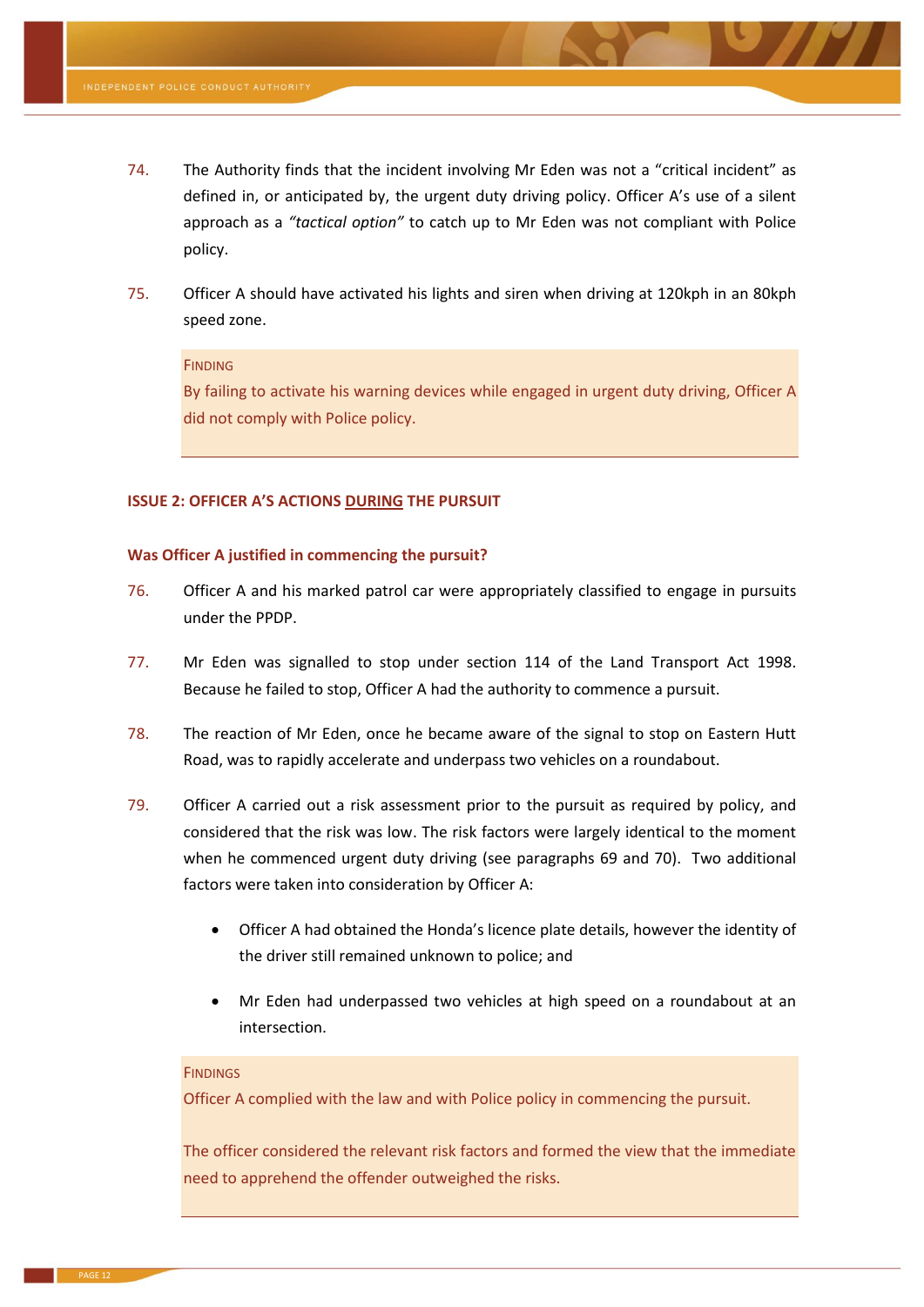74. The Authority finds that the incident involving Mr Eden was not a "critical incident" as defined in, or anticipated by, the urgent duty driving policy. Officer A's use of a silent approach as a *"tactical option"* to catch up to Mr Eden was not compliant with Police policy.

75. Officer A should have activated his lights and siren when driving at 120kph in an 80kph speed zone.

> FINDING
>
> By failing to activate his warning devices while engaged in urgent duty driving, Officer A did not comply with Police policy.

### ISSUE 2: OFFICER A'S ACTIONS DURING THE PURSUIT

#### Was Officer A justified in commencing the pursuit?

76. Officer A and his marked patrol car were appropriately classified to engage in pursuits under the PPDP.

77. Mr Eden was signalled to stop under section 114 of the Land Transport Act 1998. Because he failed to stop, Officer A had the authority to commence a pursuit.

78. The reaction of Mr Eden, once he became aware of the signal to stop on Eastern Hutt Road, was to rapidly accelerate and underpass two vehicles on a roundabout.

79. Officer A carried out a risk assessment prior to the pursuit as required by policy, and considered that the risk was low. The risk factors were largely identical to the moment when he commenced urgent duty driving (see paragraphs 69 and 70). Two additional factors were taken into consideration by Officer A:

   - Officer A had obtained the Honda's licence plate details, however the identity of the driver still remained unknown to police; and
   - Mr Eden had underpassed two vehicles at high speed on a roundabout at an intersection.

> FINDINGS
>
> Officer A complied with the law and with Police policy in commencing the pursuit.
>
> The officer considered the relevant risk factors and formed the view that the immediate need to apprehend the offender outweighed the risks.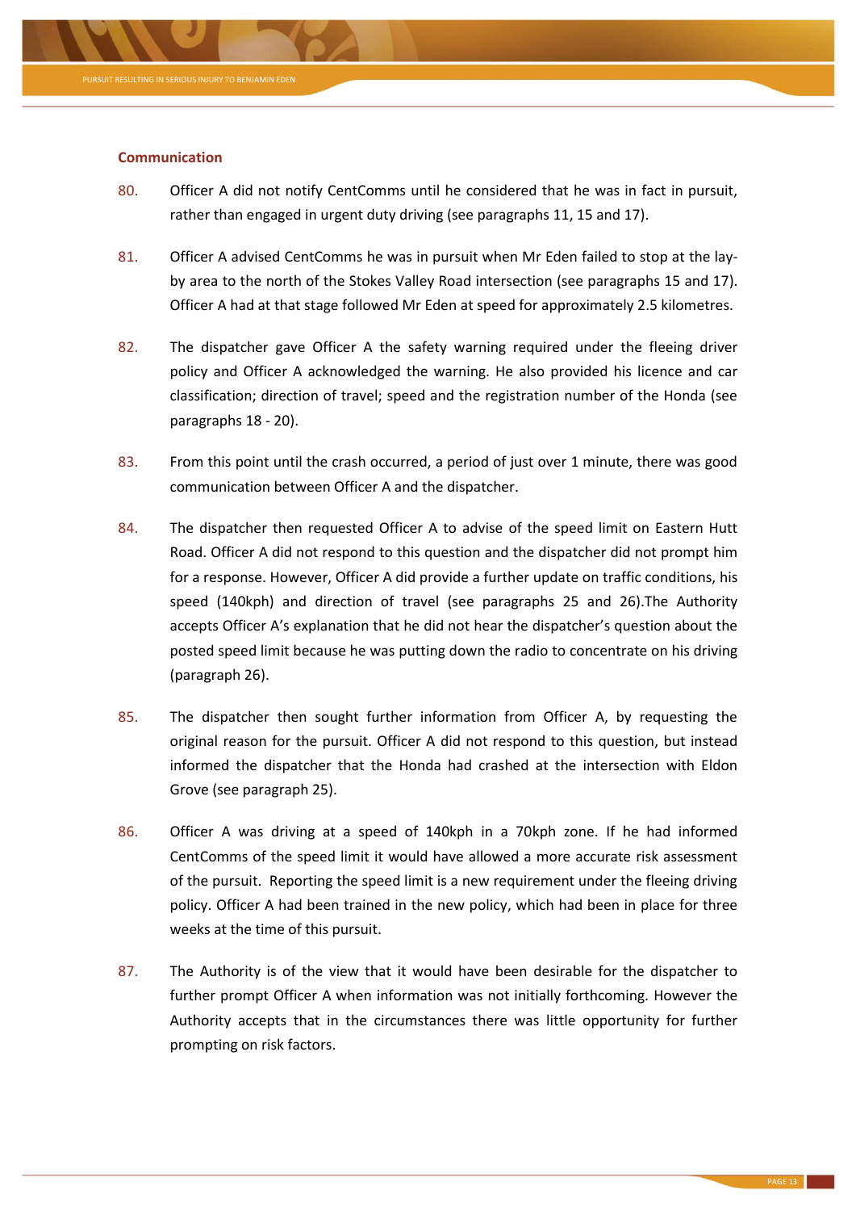### Communication

80. Officer A did not notify CentComms until he considered that he was in fact in pursuit, rather than engaged in urgent duty driving (see paragraphs 11, 15 and 17).

81. Officer A advised CentComms he was in pursuit when Mr Eden failed to stop at the lay-by area to the north of the Stokes Valley Road intersection (see paragraphs 15 and 17). Officer A had at that stage followed Mr Eden at speed for approximately 2.5 kilometres.

82. The dispatcher gave Officer A the safety warning required under the fleeing driver policy and Officer A acknowledged the warning. He also provided his licence and car classification; direction of travel; speed and the registration number of the Honda (see paragraphs 18 - 20).

83. From this point until the crash occurred, a period of just over 1 minute, there was good communication between Officer A and the dispatcher.

84. The dispatcher then requested Officer A to advise of the speed limit on Eastern Hutt Road. Officer A did not respond to this question and the dispatcher did not prompt him for a response. However, Officer A did provide a further update on traffic conditions, his speed (140kph) and direction of travel (see paragraphs 25 and 26).The Authority accepts Officer A's explanation that he did not hear the dispatcher's question about the posted speed limit because he was putting down the radio to concentrate on his driving (paragraph 26).

85. The dispatcher then sought further information from Officer A, by requesting the original reason for the pursuit. Officer A did not respond to this question, but instead informed the dispatcher that the Honda had crashed at the intersection with Eldon Grove (see paragraph 25).

86. Officer A was driving at a speed of 140kph in a 70kph zone. If he had informed CentComms of the speed limit it would have allowed a more accurate risk assessment of the pursuit. Reporting the speed limit is a new requirement under the fleeing driving policy. Officer A had been trained in the new policy, which had been in place for three weeks at the time of this pursuit.

87. The Authority is of the view that it would have been desirable for the dispatcher to further prompt Officer A when information was not initially forthcoming. However the Authority accepts that in the circumstances there was little opportunity for further prompting on risk factors.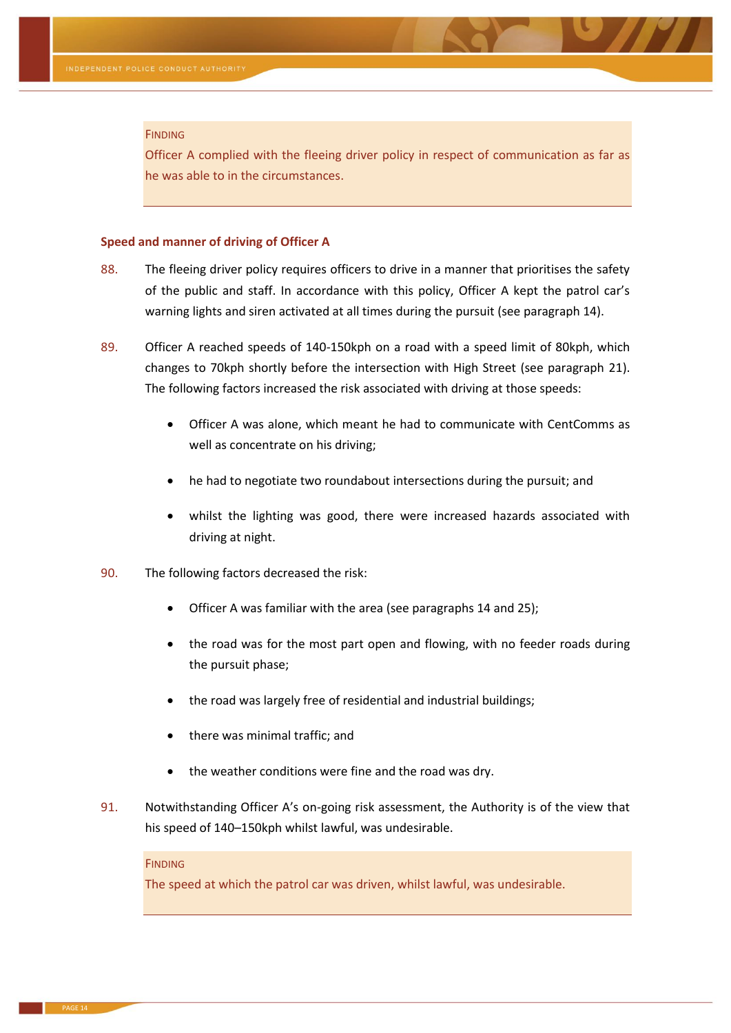> **FINDING**
>
> Officer A complied with the fleeing driver policy in respect of communication as far as he was able to in the circumstances.

### Speed and manner of driving of Officer A

88. The fleeing driver policy requires officers to drive in a manner that prioritises the safety of the public and staff. In accordance with this policy, Officer A kept the patrol car's warning lights and siren activated at all times during the pursuit (see paragraph 14).

89. Officer A reached speeds of 140-150kph on a road with a speed limit of 80kph, which changes to 70kph shortly before the intersection with High Street (see paragraph 21). The following factors increased the risk associated with driving at those speeds:

    - Officer A was alone, which meant he had to communicate with CentComms as well as concentrate on his driving;
    - he had to negotiate two roundabout intersections during the pursuit; and
    - whilst the lighting was good, there were increased hazards associated with driving at night.

90. The following factors decreased the risk:

    - Officer A was familiar with the area (see paragraphs 14 and 25);
    - the road was for the most part open and flowing, with no feeder roads during the pursuit phase;
    - the road was largely free of residential and industrial buildings;
    - there was minimal traffic; and
    - the weather conditions were fine and the road was dry.

91. Notwithstanding Officer A's on-going risk assessment, the Authority is of the view that his speed of 140–150kph whilst lawful, was undesirable.

> **FINDING**
>
> The speed at which the patrol car was driven, whilst lawful, was undesirable.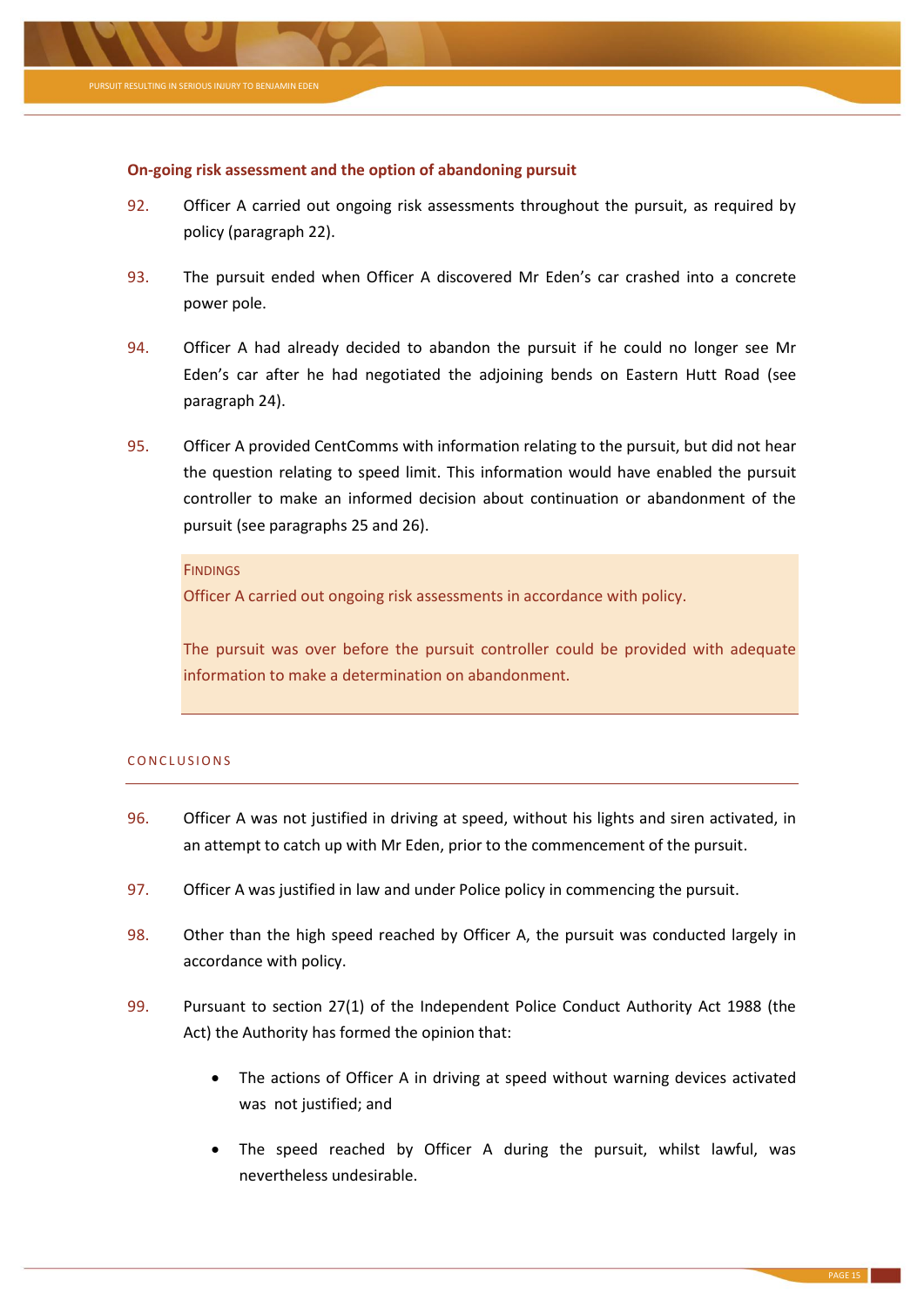### On-going risk assessment and the option of abandoning pursuit

92. Officer A carried out ongoing risk assessments throughout the pursuit, as required by policy (paragraph 22).

93. The pursuit ended when Officer A discovered Mr Eden's car crashed into a concrete power pole.

94. Officer A had already decided to abandon the pursuit if he could no longer see Mr Eden's car after he had negotiated the adjoining bends on Eastern Hutt Road (see paragraph 24).

95. Officer A provided CentComms with information relating to the pursuit, but did not hear the question relating to speed limit. This information would have enabled the pursuit controller to make an informed decision about continuation or abandonment of the pursuit (see paragraphs 25 and 26).

> **FINDINGS**
>
> Officer A carried out ongoing risk assessments in accordance with policy.
>
> The pursuit was over before the pursuit controller could be provided with adequate information to make a determination on abandonment.

## CONCLUSIONS

96. Officer A was not justified in driving at speed, without his lights and siren activated, in an attempt to catch up with Mr Eden, prior to the commencement of the pursuit.

97. Officer A was justified in law and under Police policy in commencing the pursuit.

98. Other than the high speed reached by Officer A, the pursuit was conducted largely in accordance with policy.

99. Pursuant to section 27(1) of the Independent Police Conduct Authority Act 1988 (the Act) the Authority has formed the opinion that:

    - The actions of Officer A in driving at speed without warning devices activated was not justified; and
    - The speed reached by Officer A during the pursuit, whilst lawful, was nevertheless undesirable.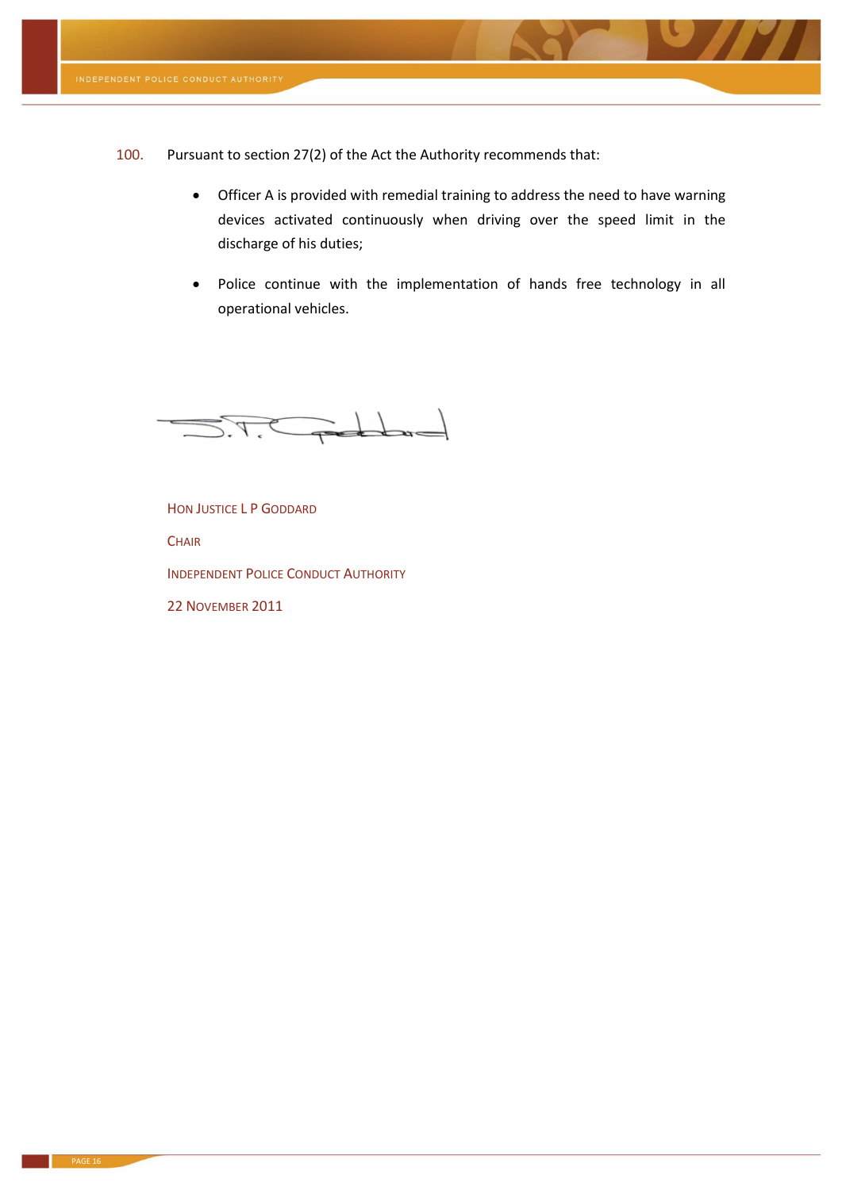100. Pursuant to section 27(2) of the Act the Authority recommends that:

- Officer A is provided with remedial training to address the need to have warning devices activated continuously when driving over the speed limit in the discharge of his duties;
- Police continue with the implementation of hands free technology in all operational vehicles.

HON JUSTICE L P GODDARD

CHAIR

INDEPENDENT POLICE CONDUCT AUTHORITY

22 NOVEMBER 2011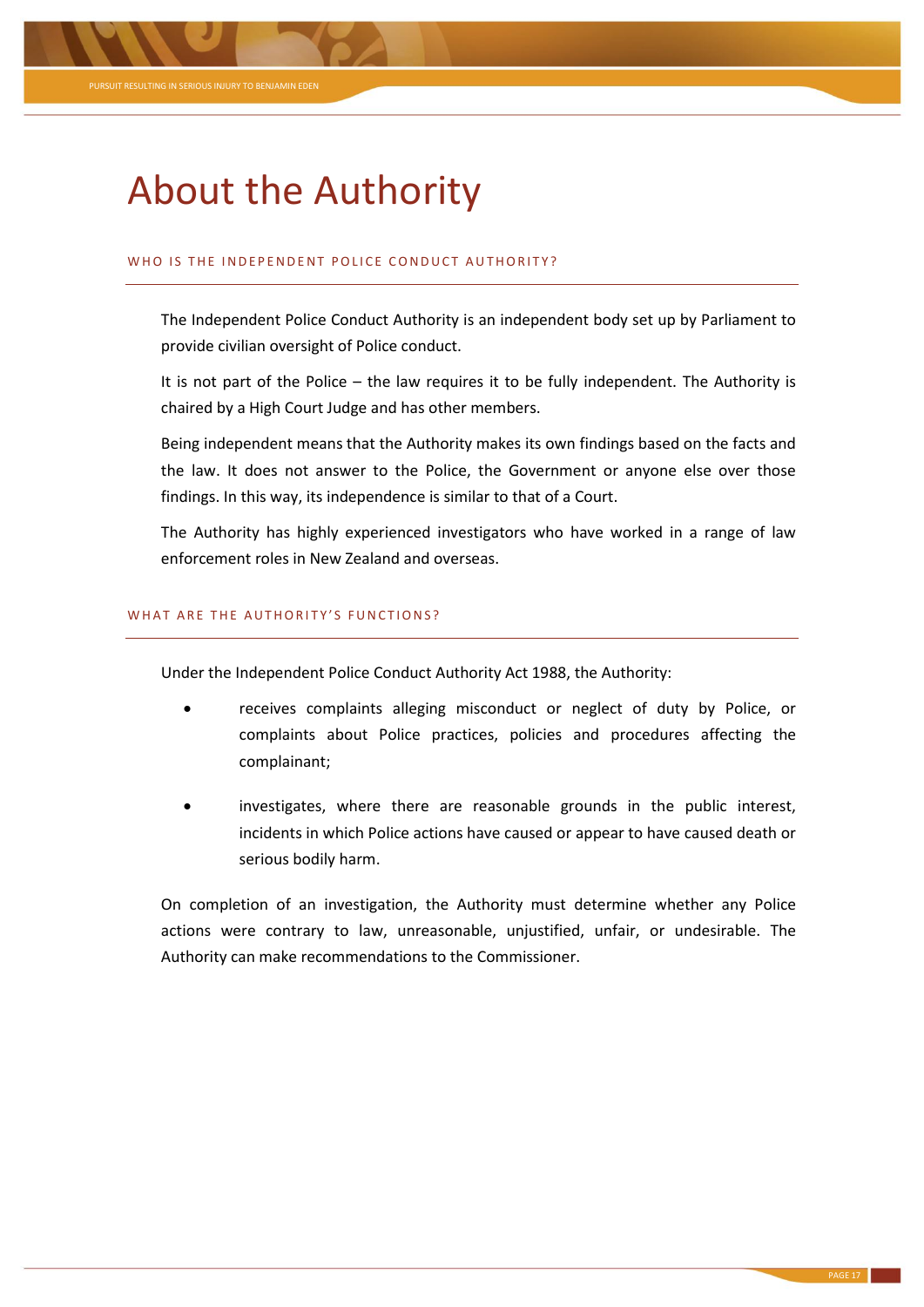# About the Authority

## WHO IS THE INDEPENDENT POLICE CONDUCT AUTHORITY?

The Independent Police Conduct Authority is an independent body set up by Parliament to provide civilian oversight of Police conduct.

It is not part of the Police – the law requires it to be fully independent. The Authority is chaired by a High Court Judge and has other members.

Being independent means that the Authority makes its own findings based on the facts and the law. It does not answer to the Police, the Government or anyone else over those findings. In this way, its independence is similar to that of a Court.

The Authority has highly experienced investigators who have worked in a range of law enforcement roles in New Zealand and overseas.

## WHAT ARE THE AUTHORITY'S FUNCTIONS?

Under the Independent Police Conduct Authority Act 1988, the Authority:

- receives complaints alleging misconduct or neglect of duty by Police, or complaints about Police practices, policies and procedures affecting the complainant;
- investigates, where there are reasonable grounds in the public interest, incidents in which Police actions have caused or appear to have caused death or serious bodily harm.

On completion of an investigation, the Authority must determine whether any Police actions were contrary to law, unreasonable, unjustified, unfair, or undesirable. The Authority can make recommendations to the Commissioner.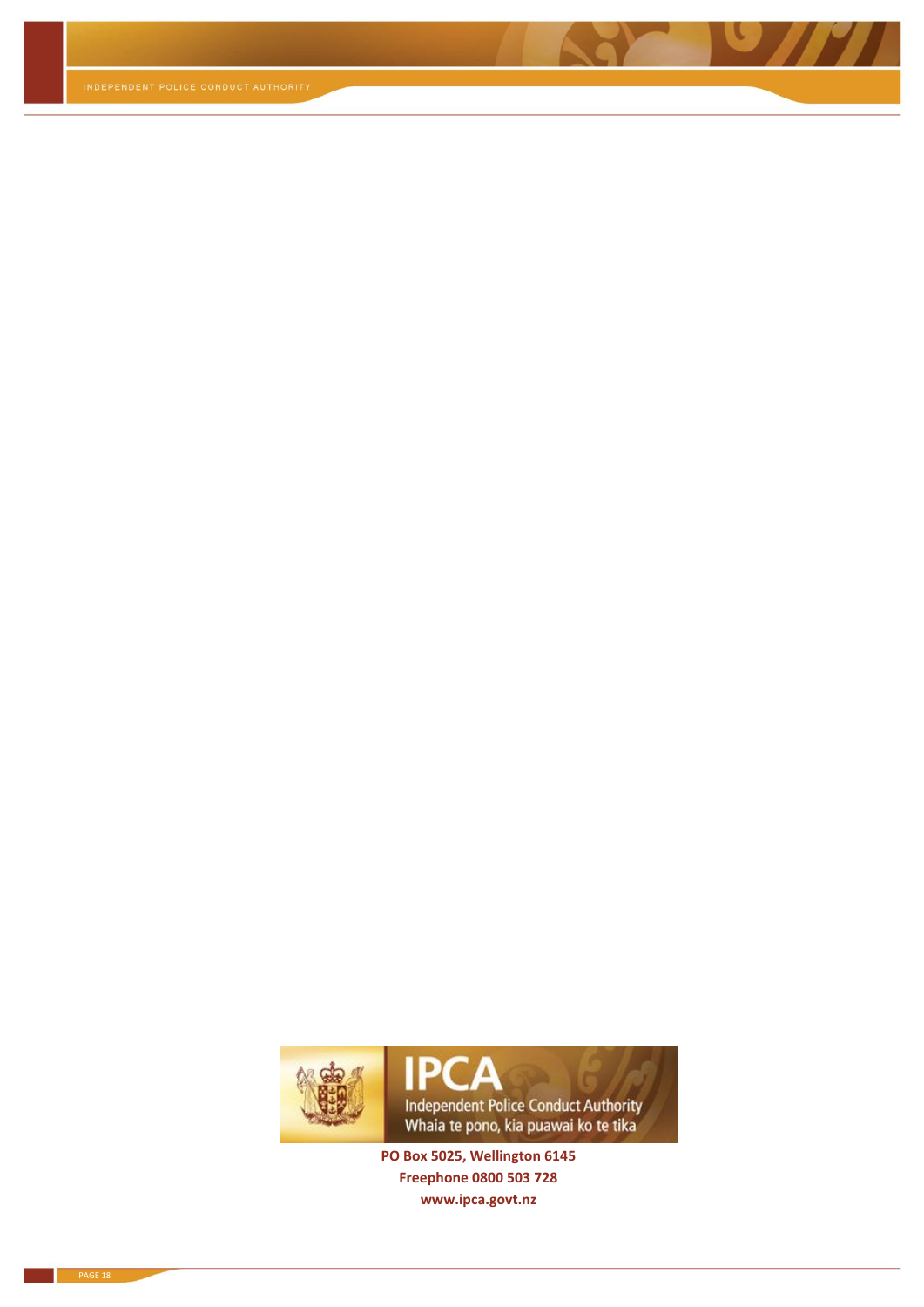IPCA

Independent Police Conduct Authority

Whaia te pono, kia puawai ko te tika

**PO Box 5025, Wellington 6145**

**Freephone 0800 503 728**

**www.ipca.govt.nz**